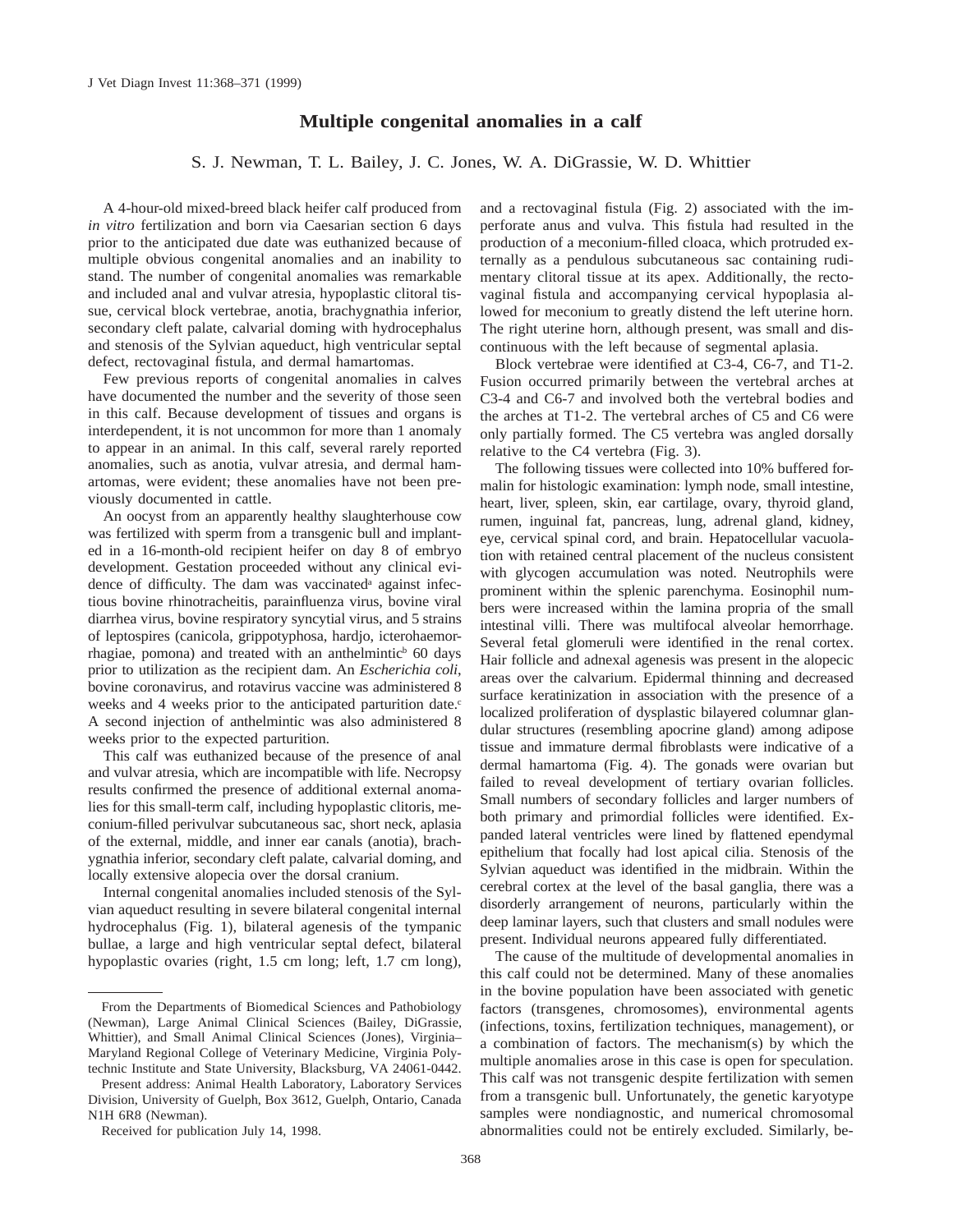# Multiple congenital anomalies in a calf

S. J. Newman, T. L. Bailey, J. C. Jones, W. A. DiGrassie, W. D. Whittier

A 4-hour-old mixed-breed black heifer calf produced from *in vitro* fertilization and born via Caesarian section 6 days prior to the anticipated due date was euthanized because of multiple obvious congenital anomalies and an inability to stand. The number of congenital anomalies was remarkable and included anal and vulvar atresia, hypoplastic clitoral tissue, cervical block vertebrae, anotia, brachygnathia inferior, secondary cleft palate, calvarial doming with hydrocephalus and stenosis of the Sylvian aqueduct, high ventricular septal defect, rectovaginal fistula, and dermal hamartomas.

Few previous reports of congenital anomalies in calves have documented the number and the severity of those seen in this calf. Because development of tissues and organs is interdependent, it is not uncommon for more than 1 anomaly to appear in an animal. In this calf, several rarely reported anomalies, such as anotia, vulvar atresia, and dermal hamartomas, were evident; these anomalies have not been previously documented in cattle.

An oocyst from an apparently healthy slaughterhouse cow was fertilized with sperm from a transgenic bull and implanted in a 16-month-old recipient heifer on day 8 of embryo development. Gestation proceeded without any clinical evidence of difficulty. The dam was vaccinated[a] against infectious bovine rhinotracheitis, parainfluenza virus, bovine viral diarrhea virus, bovine respiratory syncytial virus, and 5 strains of leptospires (canicola, grippotyphosa, hardjo, icterohaemorrhagiae, pomona) and treated with an anthelmintic[b] 60 days prior to utilization as the recipient dam. An *Escherichia coli*, bovine coronavirus, and rotavirus vaccine was administered 8 weeks and 4 weeks prior to the anticipated parturition date.[c] A second injection of anthelmintic was also administered 8 weeks prior to the expected parturition.

This calf was euthanized because of the presence of anal and vulvar atresia, which are incompatible with life. Necropsy results confirmed the presence of additional external anomalies for this small-term calf, including hypoplastic clitoris, meconium-filled perivulvar subcutaneous sac, short neck, aplasia of the external, middle, and inner ear canals (anotia), brachygnathia inferior, secondary cleft palate, calvarial doming, and locally extensive alopecia over the dorsal cranium.

Internal congenital anomalies included stenosis of the Sylvian aqueduct resulting in severe bilateral congenital internal hydrocephalus (Fig. 1), bilateral agenesis of the tympanic bullae, a large and high ventricular septal defect, bilateral hypoplastic ovaries (right, 1.5 cm long; left, 1.7 cm long), and a rectovaginal fistula (Fig. 2) associated with the imperforate anus and vulva. This fistula had resulted in the production of a meconium-filled cloaca, which protruded externally as a pendulous subcutaneous sac containing rudimentary clitoral tissue at its apex. Additionally, the rectovaginal fistula and accompanying cervical hypoplasia allowed for meconium to greatly distend the left uterine horn. The right uterine horn, although present, was small and discontinuous with the left because of segmental aplasia.

Block vertebrae were identified at C3-4, C6-7, and T1-2. Fusion occurred primarily between the vertebral arches at C3-4 and C6-7 and involved both the vertebral bodies and the arches at T1-2. The vertebral arches of C5 and C6 were only partially formed. The C5 vertebra was angled dorsally relative to the C4 vertebra (Fig. 3).

The following tissues were collected into 10% buffered formalin for histologic examination: lymph node, small intestine, heart, liver, spleen, skin, ear cartilage, ovary, thyroid gland, rumen, inguinal fat, pancreas, lung, adrenal gland, kidney, eye, cervical spinal cord, and brain. Hepatocellular vacuolation with retained central placement of the nucleus consistent with glycogen accumulation was noted. Neutrophils were prominent within the splenic parenchyma. Eosinophil numbers were increased within the lamina propria of the small intestinal villi. There was multifocal alveolar hemorrhage. Several fetal glomeruli were identified in the renal cortex. Hair follicle and adnexal agenesis was present in the alopecic areas over the calvarium. Epidermal thinning and decreased surface keratinization in association with the presence of a localized proliferation of dysplastic bilayered columnar glandular structures (resembling apocrine gland) among adipose tissue and immature dermal fibroblasts were indicative of a dermal hamartoma (Fig. 4). The gonads were ovarian but failed to reveal development of tertiary ovarian follicles. Small numbers of secondary follicles and larger numbers of both primary and primordial follicles were identified. Expanded lateral ventricles were lined by flattened ependymal epithelium that focally had lost apical cilia. Stenosis of the Sylvian aqueduct was identified in the midbrain. Within the cerebral cortex at the level of the basal ganglia, there was a disorderly arrangement of neurons, particularly within the deep laminar layers, such that clusters and small nodules were present. Individual neurons appeared fully differentiated.

The cause of the multitude of developmental anomalies in this calf could not be determined. Many of these anomalies in the bovine population have been associated with genetic factors (transgenes, chromosomes), environmental agents (infections, toxins, fertilization techniques, management), or a combination of factors. The mechanism(s) by which the multiple anomalies arose in this case is open for speculation. This calf was not transgenic despite fertilization with semen from a transgenic bull. Unfortunately, the genetic karyotype samples were nondiagnostic, and numerical chromosomal abnormalities could not be entirely excluded. Similarly, be-

From the Departments of Biomedical Sciences and Pathobiology (Newman), Large Animal Clinical Sciences (Bailey, DiGrassie, Whittier), and Small Animal Clinical Sciences (Jones), Virginia–Maryland Regional College of Veterinary Medicine, Virginia Polytechnic Institute and State University, Blacksburg, VA 24061-0442.

Present address: Animal Health Laboratory, Laboratory Services Division, University of Guelph, Box 3612, Guelph, Ontario, Canada N1H 6R8 (Newman).

Received for publication July 14, 1998.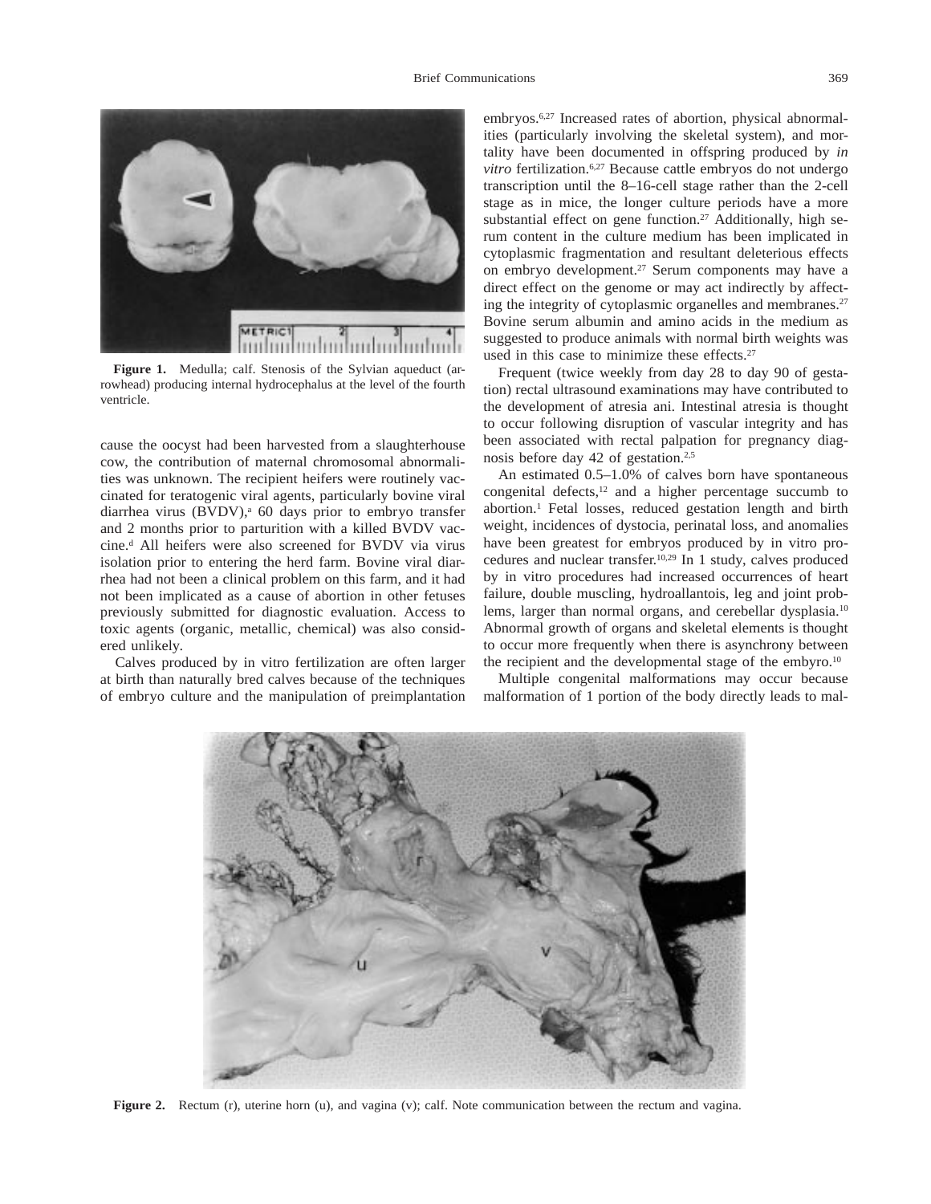Figure 1. Medulla; calf. Stenosis of the Sylvian aqueduct (arrowhead) producing internal hydrocephalus at the level of the fourth ventricle.

cause the oocyst had been harvested from a slaughterhouse cow, the contribution of maternal chromosomal abnormalities was unknown. The recipient heifers were routinely vaccinated for teratogenic viral agents, particularly bovine viral diarrhea virus (BVDV),[a] 60 days prior to embryo transfer and 2 months prior to parturition with a killed BVDV vaccine.[d] All heifers were also screened for BVDV via virus isolation prior to entering the herd farm. Bovine viral diarrhea had not been a clinical problem on this farm, and it had not been implicated as a cause of abortion in other fetuses previously submitted for diagnostic evaluation. Access to toxic agents (organic, metallic, chemical) was also considered unlikely.

Calves produced by in vitro fertilization are often larger at birth than naturally bred calves because of the techniques of embryo culture and the manipulation of preimplantation embryos.[6,27] Increased rates of abortion, physical abnormalities (particularly involving the skeletal system), and mortality have been documented in offspring produced by *in vitro* fertilization.[6,27] Because cattle embryos do not undergo transcription until the 8–16-cell stage rather than the 2-cell stage as in mice, the longer culture periods have a more substantial effect on gene function.[27] Additionally, high serum content in the culture medium has been implicated in cytoplasmic fragmentation and resultant deleterious effects on embryo development.[27] Serum components may have a direct effect on the genome or may act indirectly by affecting the integrity of cytoplasmic organelles and membranes.[27] Bovine serum albumin and amino acids in the medium as suggested to produce animals with normal birth weights was used in this case to minimize these effects.[27]

Frequent (twice weekly from day 28 to day 90 of gestation) rectal ultrasound examinations may have contributed to the development of atresia ani. Intestinal atresia is thought to occur following disruption of vascular integrity and has been associated with rectal palpation for pregnancy diagnosis before day 42 of gestation.[2,5]

An estimated 0.5–1.0% of calves born have spontaneous congenital defects,[12] and a higher percentage succumb to abortion.[1] Fetal losses, reduced gestation length and birth weight, incidences of dystocia, perinatal loss, and anomalies have been greatest for embryos produced by in vitro procedures and nuclear transfer.[10,29] In 1 study, calves produced by in vitro procedures had increased occurrences of heart failure, double muscling, hydroallantois, leg and joint problems, larger than normal organs, and cerebellar dysplasia.[10] Abnormal growth of organs and skeletal elements is thought to occur more frequently when there is asynchrony between the recipient and the developmental stage of the embryo.[10]

Multiple congenital malformations may occur because malformation of 1 portion of the body directly leads to mal-

Figure 2. Rectum (r), uterine horn (u), and vagina (v); calf. Note communication between the rectum and vagina.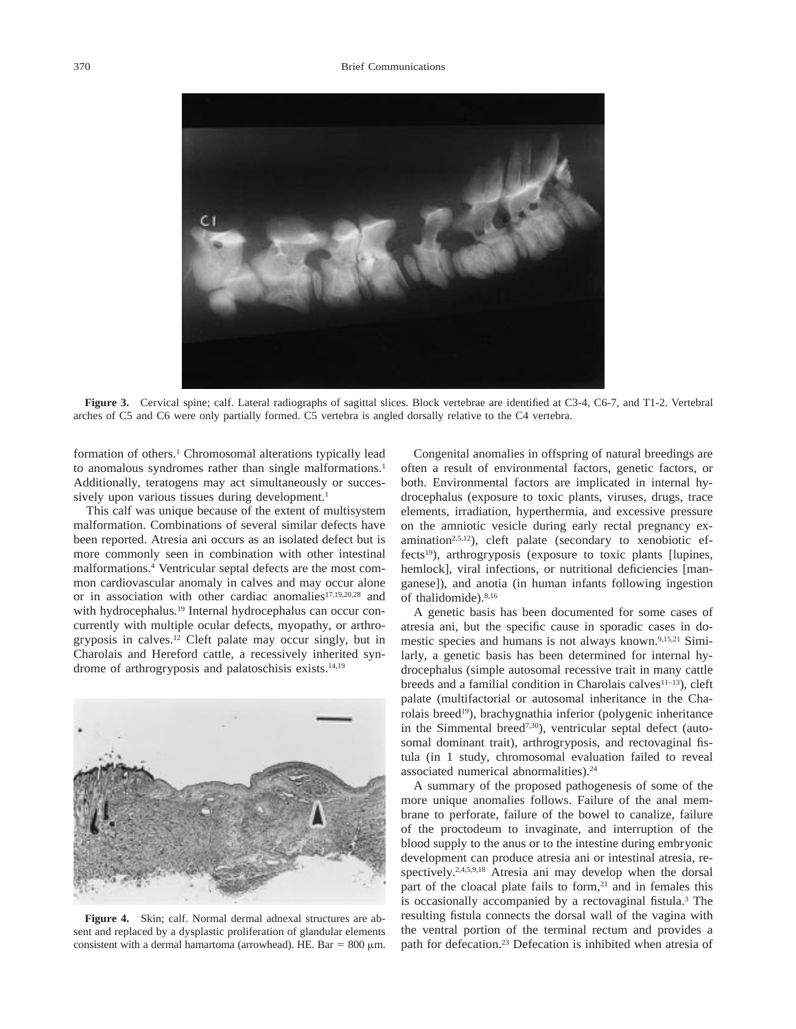**Figure 3.** Cervical spine; calf. Lateral radiographs of sagittal slices. Block vertebrae are identified at C3-4, C6-7, and T1-2. Vertebral arches of C5 and C6 were only partially formed. C5 vertebra is angled dorsally relative to the C4 vertebra.

formation of others.[1] Chromosomal alterations typically lead to anomalous syndromes rather than single malformations.[1] Additionally, teratogens may act simultaneously or successively upon various tissues during development.[1]

This calf was unique because of the extent of multisystem malformation. Combinations of several similar defects have been reported. Atresia ani occurs as an isolated defect but is more commonly seen in combination with other intestinal malformations.[4] Ventricular septal defects are the most common cardiovascular anomaly in calves and may occur alone or in association with other cardiac anomalies[17,19,20,28] and with hydrocephalus.[19] Internal hydrocephalus can occur concurrently with multiple ocular defects, myopathy, or arthrogryposis in calves.[12] Cleft palate may occur singly, but in Charolais and Hereford cattle, a recessively inherited syndrome of arthrogryposis and palatoschisis exists.[14,19]

**Figure 4.** Skin; calf. Normal dermal adnexal structures are absent and replaced by a dysplastic proliferation of glandular elements consistent with a dermal hamartoma (arrowhead). HE. Bar = 800 μm.

Congenital anomalies in offspring of natural breedings are often a result of environmental factors, genetic factors, or both. Environmental factors are implicated in internal hydrocephalus (exposure to toxic plants, viruses, drugs, trace elements, irradiation, hyperthermia, and excessive pressure on the amniotic vesicle during early rectal pregnancy examination[2,5,12]), cleft palate (secondary to xenobiotic effects[19]), arthrogryposis (exposure to toxic plants [lupines, hemlock], viral infections, or nutritional deficiencies [manganese]), and anotia (in human infants following ingestion of thalidomide).[8,16]

A genetic basis has been documented for some cases of atresia ani, but the specific cause in sporadic cases in domestic species and humans is not always known.[9,15,21] Similarly, a genetic basis has been determined for internal hydrocephalus (simple autosomal recessive trait in many cattle breeds and a familial condition in Charolais calves[11–13]), cleft palate (multifactorial or autosomal inheritance in the Charolais breed[19]), brachygnathia inferior (polygenic inheritance in the Simmental breed[7,30]), ventricular septal defect (autosomal dominant trait), arthrogryposis, and rectovaginal fistula (in 1 study, chromosomal evaluation failed to reveal associated numerical abnormalities).[24]

A summary of the proposed pathogenesis of some of the more unique anomalies follows. Failure of the anal membrane to perforate, failure of the bowel to canalize, failure of the proctodeum to invaginate, and interruption of the blood supply to the anus or to the intestine during embryonic development can produce atresia ani or intestinal atresia, respectively.[2,4,5,9,18] Atresia ani may develop when the dorsal part of the cloacal plate fails to form,[21] and in females this is occasionally accompanied by a rectovaginal fistula.[3] The resulting fistula connects the dorsal wall of the vagina with the ventral portion of the terminal rectum and provides a path for defecation.[23] Defecation is inhibited when atresia of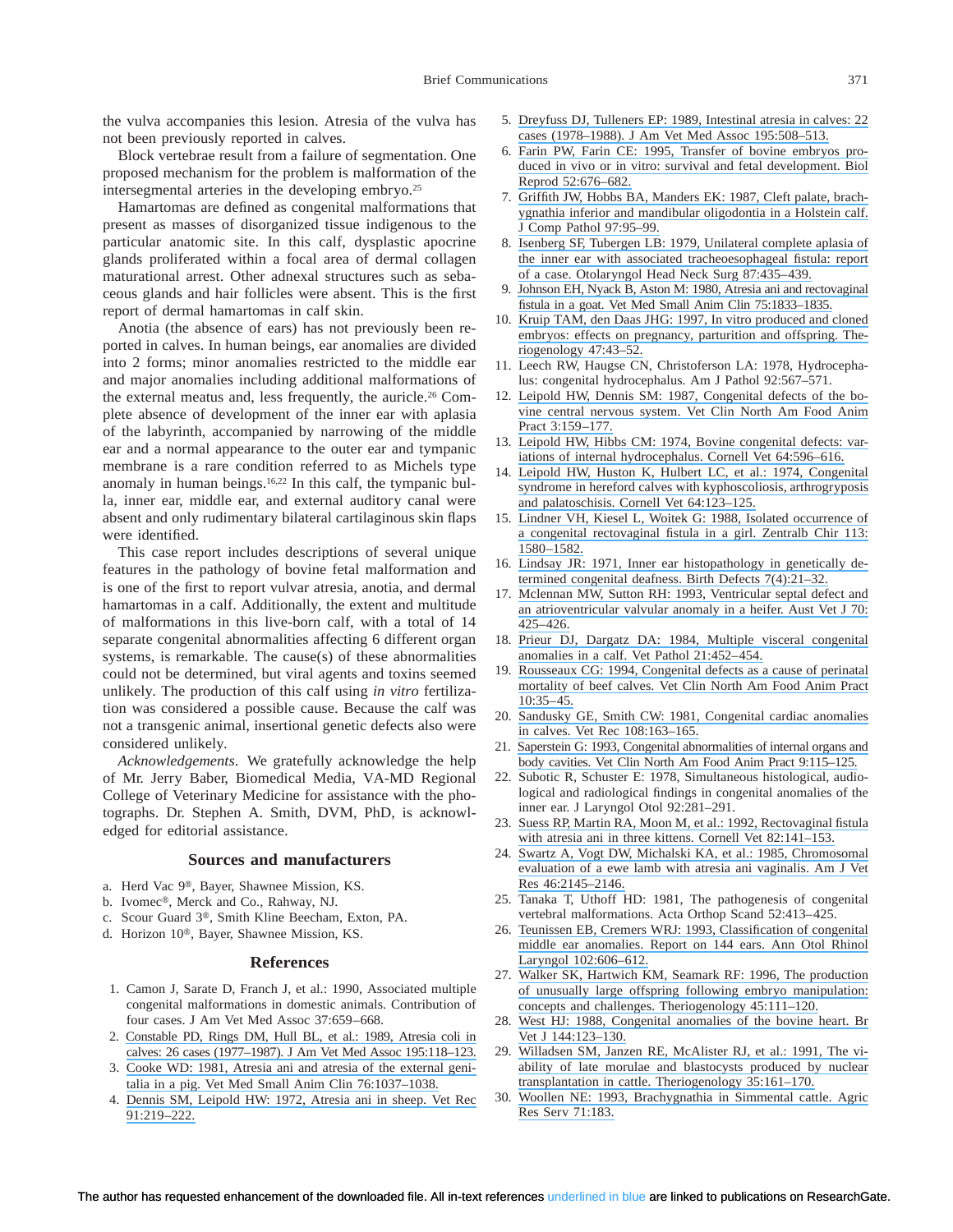the vulva accompanies this lesion. Atresia of the vulva has not been previously reported in calves.

Block vertebrae result from a failure of segmentation. One proposed mechanism for the problem is malformation of the intersegmental arteries in the developing embryo.[25]

Hamartomas are defined as congenital malformations that present as masses of disorganized tissue indigenous to the particular anatomic site. In this calf, dysplastic apocrine glands proliferated within a focal area of dermal collagen maturational arrest. Other adnexal structures such as sebaceous glands and hair follicles were absent. This is the first report of dermal hamartomas in calf skin.

Anotia (the absence of ears) has not previously been reported in calves. In human beings, ear anomalies are divided into 2 forms; minor anomalies restricted to the middle ear and major anomalies including additional malformations of the external meatus and, less frequently, the auricle.[26] Complete absence of development of the inner ear with aplasia of the labyrinth, accompanied by narrowing of the middle ear and a normal appearance to the outer ear and tympanic membrane is a rare condition referred to as Michels type anomaly in human beings.[16,22] In this calf, the tympanic bulla, inner ear, middle ear, and external auditory canal were absent and only rudimentary bilateral cartilaginous skin flaps were identified.

This case report includes descriptions of several unique features in the pathology of bovine fetal malformation and is one of the first to report vulvar atresia, anotia, and dermal hamartomas in a calf. Additionally, the extent and multitude of malformations in this live-born calf, with a total of 14 separate congenital abnormalities affecting 6 different organ systems, is remarkable. The cause(s) of these abnormalities could not be determined, but viral agents and toxins seemed unlikely. The production of this calf using *in vitro* fertilization was considered a possible cause. Because the calf was not a transgenic animal, insertional genetic defects also were considered unlikely.

*Acknowledgements*. We gratefully acknowledge the help of Mr. Jerry Baber, Biomedical Media, VA-MD Regional College of Veterinary Medicine for assistance with the photographs. Dr. Stephen A. Smith, DVM, PhD, is acknowledged for editorial assistance.

## Sources and manufacturers

a. Herd Vac 9®, Bayer, Shawnee Mission, KS.
b. Ivomec®, Merck and Co., Rahway, NJ.
c. Scour Guard 3®, Smith Kline Beecham, Exton, PA.
d. Horizon 10®, Bayer, Shawnee Mission, KS.

## References

1. Camon J, Sarate D, Franch J, et al.: 1990, Associated multiple congenital malformations in domestic animals. Contribution of four cases. J Am Vet Med Assoc 37:659–668.
2. Constable PD, Rings DM, Hull BL, et al.: 1989, Atresia coli in calves: 26 cases (1977–1987). J Am Vet Med Assoc 195:118–123.
3. Cooke WD: 1981, Atresia ani and atresia of the external genitalia in a pig. Vet Med Small Anim Clin 76:1037–1038.
4. Dennis SM, Leipold HW: 1972, Atresia ani in sheep. Vet Rec 91:219–222.
5. Dreyfuss DJ, Tulleners EP: 1989, Intestinal atresia in calves: 22 cases (1978–1988). J Am Vet Med Assoc 195:508–513.
6. Farin PW, Farin CE: 1995, Transfer of bovine embryos produced in vivo or in vitro: survival and fetal development. Biol Reprod 52:676–682.
7. Griffith JW, Hobbs BA, Manders EK: 1987, Cleft palate, brachygnathia inferior and mandibular oligodontia in a Holstein calf. J Comp Pathol 97:95–99.
8. Isenberg SF, Tubergen LB: 1979, Unilateral complete aplasia of the inner ear with associated tracheoesophageal fistula: report of a case. Otolaryngol Head Neck Surg 87:435–439.
9. Johnson EH, Nyack B, Aston M: 1980, Atresia ani and rectovaginal fistula in a goat. Vet Med Small Anim Clin 75:1833–1835.
10. Kruip TAM, den Daas JHG: 1997, In vitro produced and cloned embryos: effects on pregnancy, parturition and offspring. Theriogenology 47:43–52.
11. Leech RW, Haugse CN, Christoferson LA: 1978, Hydrocephalus: congenital hydrocephalus. Am J Pathol 92:567–571.
12. Leipold HW, Dennis SM: 1987, Congenital defects of the bovine central nervous system. Vet Clin North Am Food Anim Pract 3:159–177.
13. Leipold HW, Hibbs CM: 1974, Bovine congenital defects: variations of internal hydrocephalus. Cornell Vet 64:596–616.
14. Leipold HW, Huston K, Hulbert LC, et al.: 1974, Congenital syndrome in hereford calves with kyphoscoliosis, arthrogryposis and palatoschisis. Cornell Vet 64:123–125.
15. Lindner VH, Kiesel L, Woitek G: 1988, Isolated occurrence of a congenital rectovaginal fistula in a girl. Zentralb Chir 113: 1580–1582.
16. Lindsay JR: 1971, Inner ear histopathology in genetically determined congenital deafness. Birth Defects 7(4):21–32.
17. Mclennan MW, Sutton RH: 1993, Ventricular septal defect and an atrioventricular valvular anomaly in a heifer. Aust Vet J 70: 425–426.
18. Prieur DJ, Dargatz DA: 1984, Multiple visceral congenital anomalies in a calf. Vet Pathol 21:452–454.
19. Rousseaux CG: 1994, Congenital defects as a cause of perinatal mortality of beef calves. Vet Clin North Am Food Anim Pract 10:35–45.
20. Sandusky GE, Smith CW: 1981, Congenital cardiac anomalies in calves. Vet Rec 108:163–165.
21. Saperstein G: 1993, Congenital abnormalities of internal organs and body cavities. Vet Clin North Am Food Anim Pract 9:115–125.
22. Subotic R, Schuster E: 1978, Simultaneous histological, audiological and radiological findings in congenital anomalies of the inner ear. J Laryngol Otol 92:281–291.
23. Suess RP, Martin RA, Moon M, et al.: 1992, Rectovaginal fistula with atresia ani in three kittens. Cornell Vet 82:141–153.
24. Swartz A, Vogt DW, Michalski KA, et al.: 1985, Chromosomal evaluation of a ewe lamb with atresia ani vaginalis. Am J Vet Res 46:2145–2146.
25. Tanaka T, Uthoff HD: 1981, The pathogenesis of congenital vertebral malformations. Acta Orthop Scand 52:413–425.
26. Teunissen EB, Cremers WRJ: 1993, Classification of congenital middle ear anomalies. Report on 144 ears. Ann Otol Rhinol Laryngol 102:606–612.
27. Walker SK, Hartwich KM, Seamark RF: 1996, The production of unusually large offspring following embryo manipulation: concepts and challenges. Theriogenology 45:111–120.
28. West HJ: 1988, Congenital anomalies of the bovine heart. Br Vet J 144:123–130.
29. Willadsen SM, Janzen RE, McAlister RJ, et al.: 1991, The viability of late morulae and blastocysts produced by nuclear transplantation in cattle. Theriogenology 35:161–170.
30. Woollen NE: 1993, Brachygnathia in Simmental cattle. Agric Res Serv 71:183.